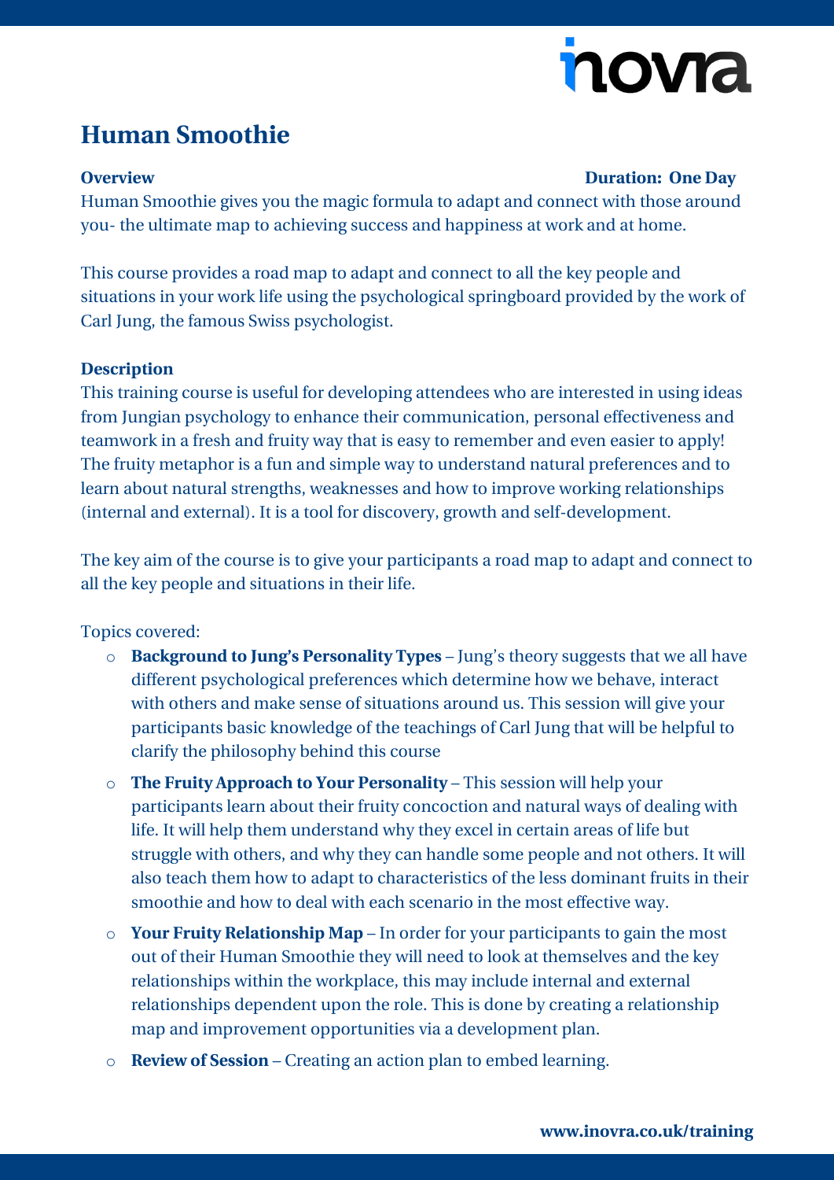# Human Smoothie

**Overview** **Duration: One Day**

Human Smoothie gives you the magic formula to adapt and connect with those around you- the ultimate map to achieving success and happiness at work and at home.

This course provides a road map to adapt and connect to all the key people and situations in your work life using the psychological springboard provided by the work of Carl Jung, the famous Swiss psychologist.

**Description**

This training course is useful for developing attendees who are interested in using ideas from Jungian psychology to enhance their communication, personal effectiveness and teamwork in a fresh and fruity way that is easy to remember and even easier to apply! The fruity metaphor is a fun and simple way to understand natural preferences and to learn about natural strengths, weaknesses and how to improve working relationships (internal and external). It is a tool for discovery, growth and self-development.

The key aim of the course is to give your participants a road map to adapt and connect to all the key people and situations in their life.

Topics covered:

- **Background to Jung's Personality Types** – Jung's theory suggests that we all have different psychological preferences which determine how we behave, interact with others and make sense of situations around us. This session will give your participants basic knowledge of the teachings of Carl Jung that will be helpful to clarify the philosophy behind this course
- **The Fruity Approach to Your Personality** – This session will help your participants learn about their fruity concoction and natural ways of dealing with life. It will help them understand why they excel in certain areas of life but struggle with others, and why they can handle some people and not others. It will also teach them how to adapt to characteristics of the less dominant fruits in their smoothie and how to deal with each scenario in the most effective way.
- **Your Fruity Relationship Map** – In order for your participants to gain the most out of their Human Smoothie they will need to look at themselves and the key relationships within the workplace, this may include internal and external relationships dependent upon the role. This is done by creating a relationship map and improvement opportunities via a development plan.
- **Review of Session** – Creating an action plan to embed learning.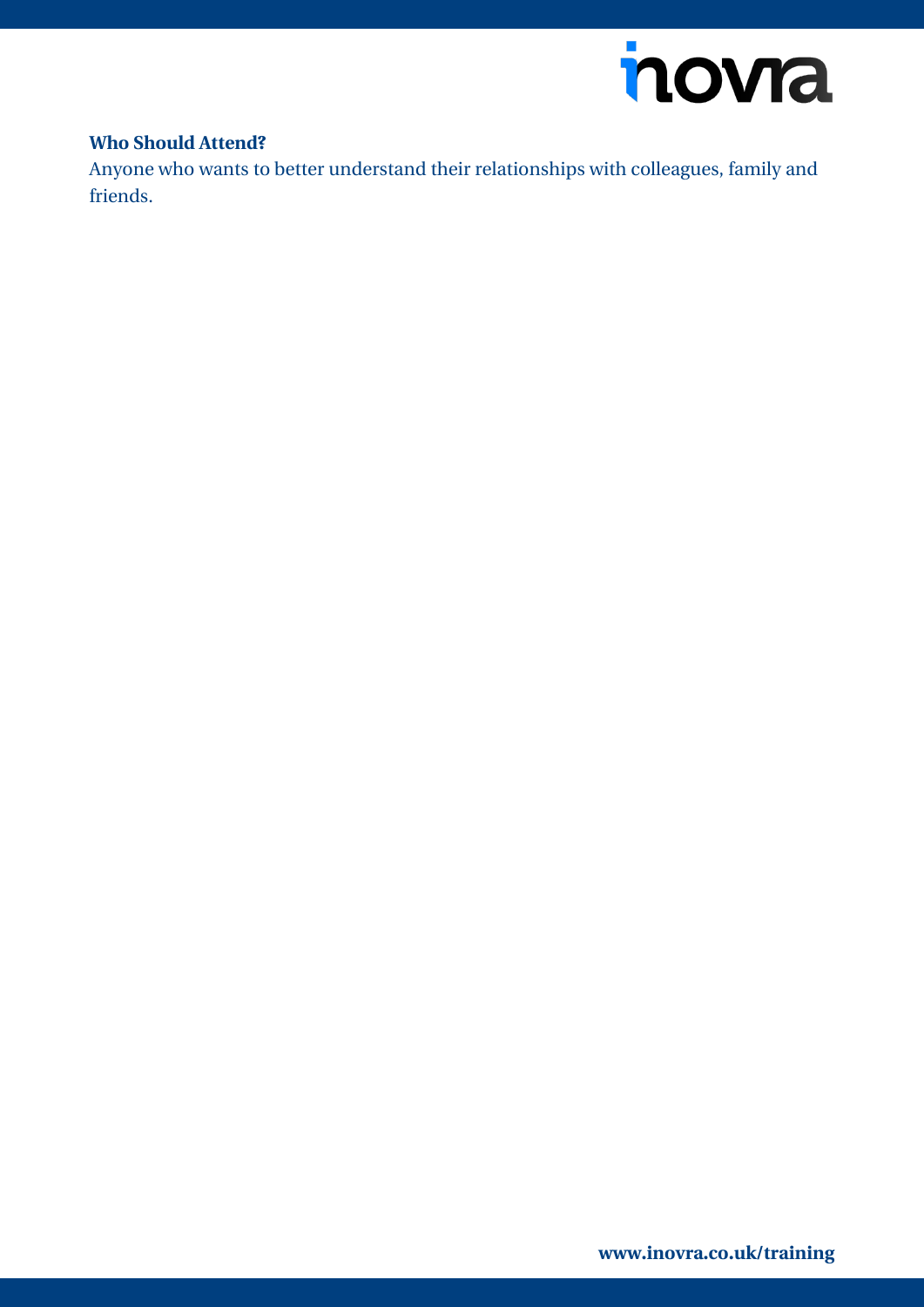**Who Should Attend?**

Anyone who wants to better understand their relationships with colleagues, family and friends.